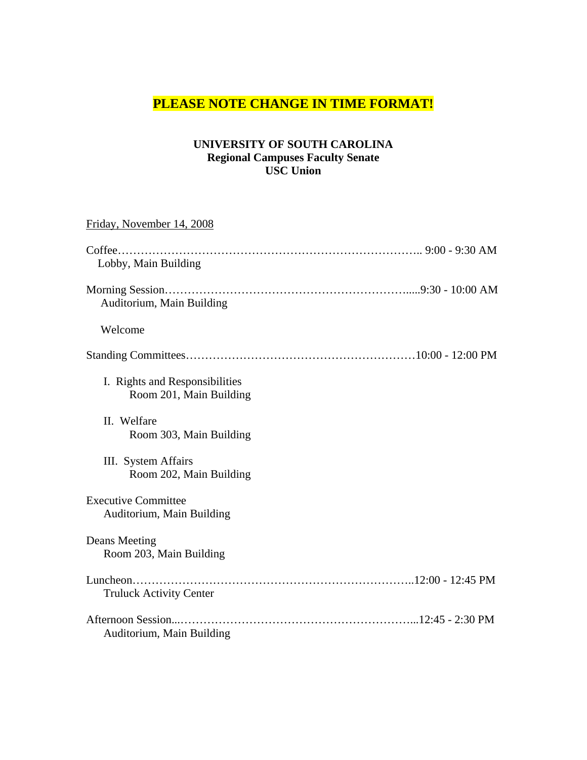**PLEASE NOTE CHANGE IN TIME FORMAT!**

**UNIVERSITY OF SOUTH CAROLINA**
**Regional Campuses Faculty Senate**
**USC Union**

Friday, November 14, 2008

Coffee………………………………………………………………….. 9:00 - 9:30 AM
Lobby, Main Building

Morning Session…………………………………………………….....9:30 - 10:00 AM
Auditorium, Main Building

Welcome

Standing Committees…………………………………………………10:00 - 12:00 PM

I. Rights and Responsibilities
Room 201, Main Building

II. Welfare
Room 303, Main Building

III. System Affairs
Room 202, Main Building

Executive Committee
Auditorium, Main Building

Deans Meeting
Room 203, Main Building

Luncheon……………………………………………………………..12:00 - 12:45 PM
Truluck Activity Center

Afternoon Session...………………………………………………...12:45 - 2:30 PM
Auditorium, Main Building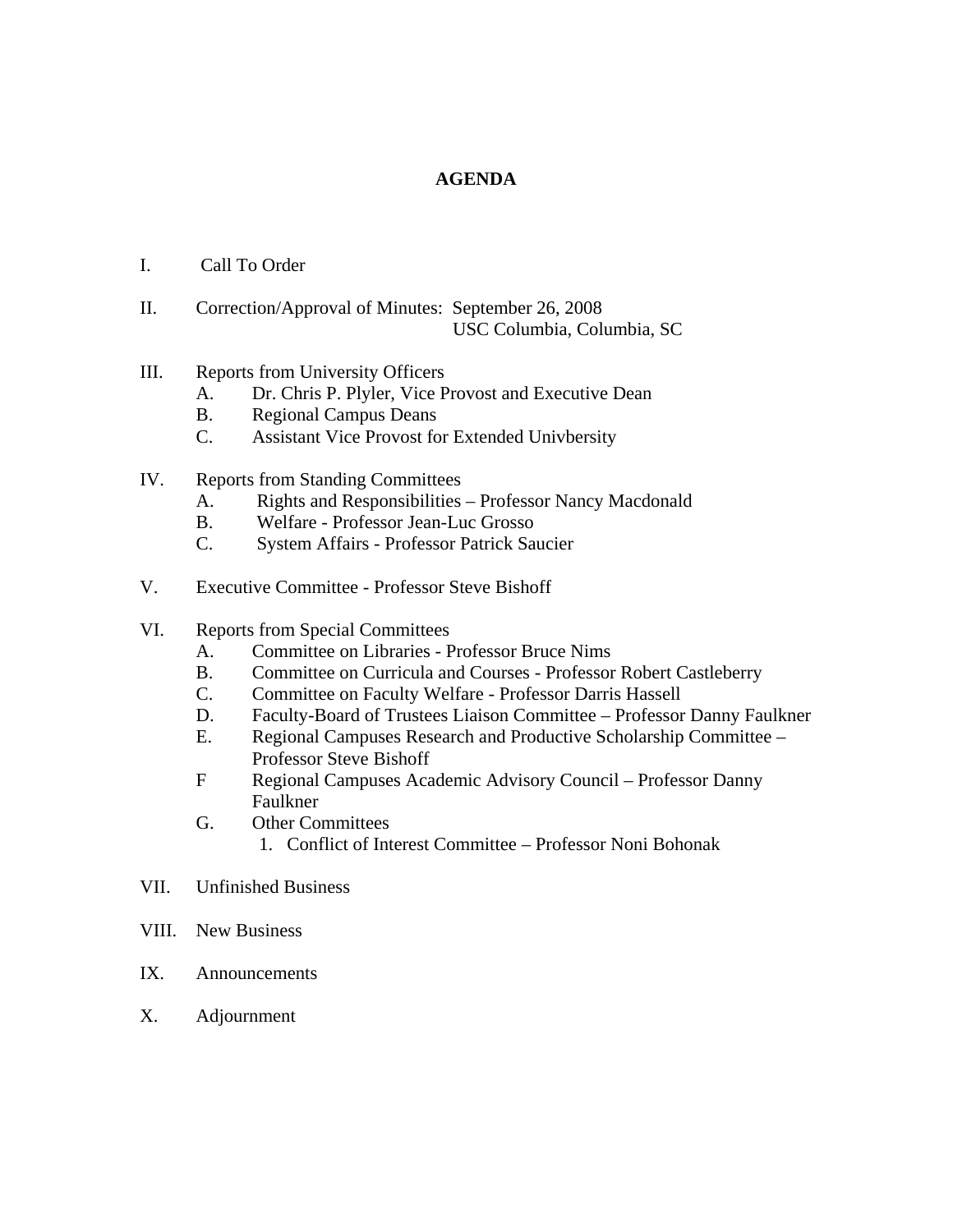# AGENDA

I. Call To Order

II. Correction/Approval of Minutes: September 26, 2008
USC Columbia, Columbia, SC

III. Reports from University Officers
- A. Dr. Chris P. Plyler, Vice Provost and Executive Dean
- B. Regional Campus Deans
- C. Assistant Vice Provost for Extended Univbersity

IV. Reports from Standing Committees
- A. Rights and Responsibilities – Professor Nancy Macdonald
- B. Welfare - Professor Jean-Luc Grosso
- C. System Affairs - Professor Patrick Saucier

V. Executive Committee - Professor Steve Bishoff

VI. Reports from Special Committees
- A. Committee on Libraries - Professor Bruce Nims
- B. Committee on Curricula and Courses - Professor Robert Castleberry
- C. Committee on Faculty Welfare - Professor Darris Hassell
- D. Faculty-Board of Trustees Liaison Committee – Professor Danny Faulkner
- E. Regional Campuses Research and Productive Scholarship Committee – Professor Steve Bishoff
- F Regional Campuses Academic Advisory Council – Professor Danny Faulkner
- G. Other Committees
    1. Conflict of Interest Committee – Professor Noni Bohonak

VII. Unfinished Business

VIII. New Business

IX. Announcements

X. Adjournment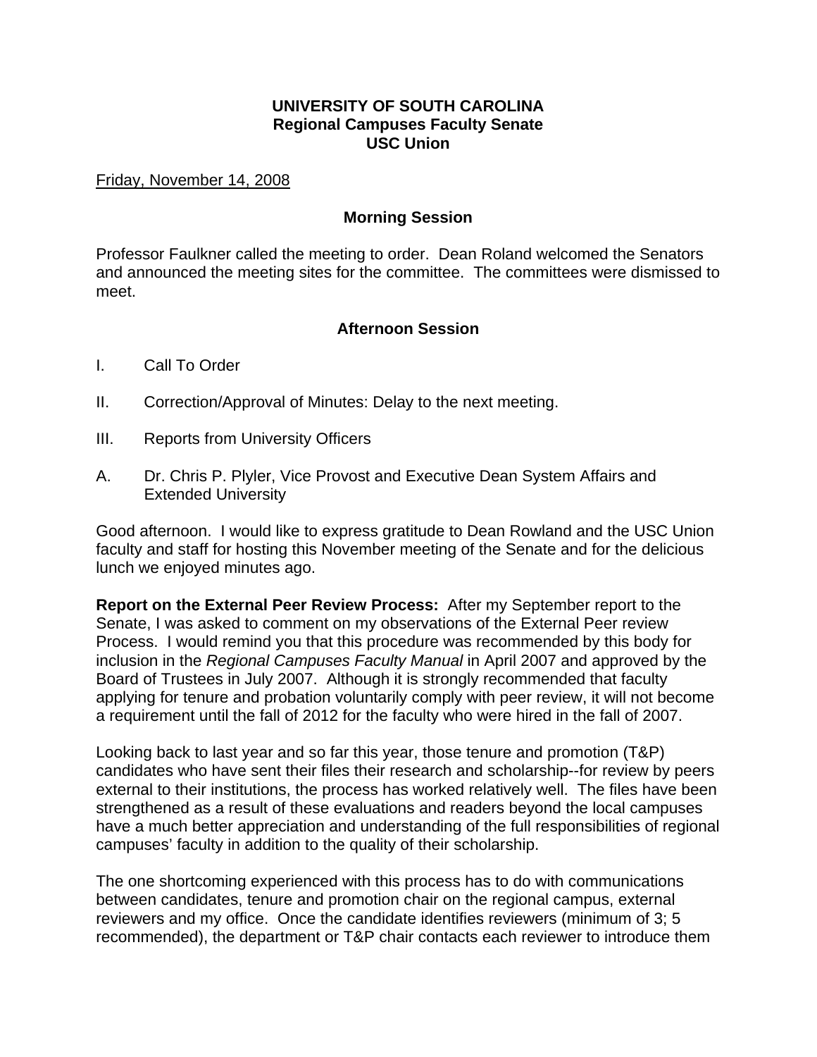**UNIVERSITY OF SOUTH CAROLINA**
**Regional Campuses Faculty Senate**
**USC Union**

Friday, November 14, 2008

## Morning Session

Professor Faulkner called the meeting to order. Dean Roland welcomed the Senators and announced the meeting sites for the committee. The committees were dismissed to meet.

## Afternoon Session

I. Call To Order

II. Correction/Approval of Minutes: Delay to the next meeting.

III. Reports from University Officers

A. Dr. Chris P. Plyler, Vice Provost and Executive Dean System Affairs and Extended University

Good afternoon. I would like to express gratitude to Dean Rowland and the USC Union faculty and staff for hosting this November meeting of the Senate and for the delicious lunch we enjoyed minutes ago.

**Report on the External Peer Review Process:** After my September report to the Senate, I was asked to comment on my observations of the External Peer review Process. I would remind you that this procedure was recommended by this body for inclusion in the *Regional Campuses Faculty Manual* in April 2007 and approved by the Board of Trustees in July 2007. Although it is strongly recommended that faculty applying for tenure and probation voluntarily comply with peer review, it will not become a requirement until the fall of 2012 for the faculty who were hired in the fall of 2007.

Looking back to last year and so far this year, those tenure and promotion (T&P) candidates who have sent their files their research and scholarship--for review by peers external to their institutions, the process has worked relatively well. The files have been strengthened as a result of these evaluations and readers beyond the local campuses have a much better appreciation and understanding of the full responsibilities of regional campuses' faculty in addition to the quality of their scholarship.

The one shortcoming experienced with this process has to do with communications between candidates, tenure and promotion chair on the regional campus, external reviewers and my office. Once the candidate identifies reviewers (minimum of 3; 5 recommended), the department or T&P chair contacts each reviewer to introduce them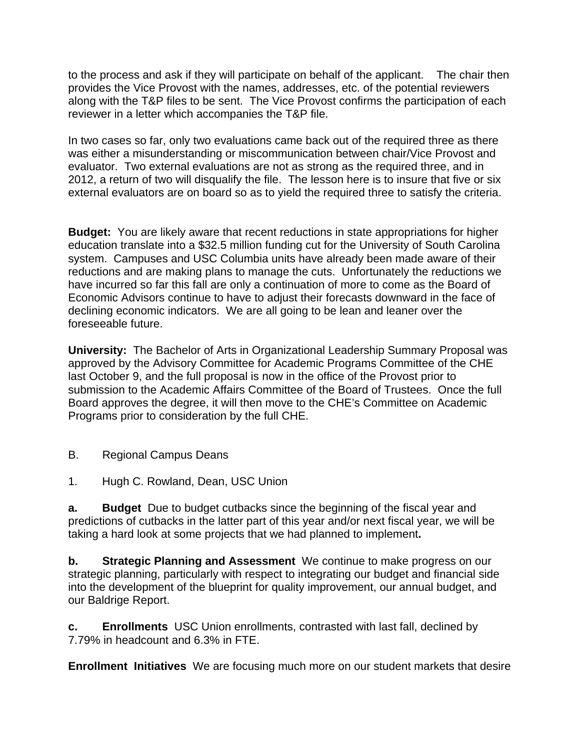to the process and ask if they will participate on behalf of the applicant. The chair then provides the Vice Provost with the names, addresses, etc. of the potential reviewers along with the T&P files to be sent. The Vice Provost confirms the participation of each reviewer in a letter which accompanies the T&P file.

In two cases so far, only two evaluations came back out of the required three as there was either a misunderstanding or miscommunication between chair/Vice Provost and evaluator. Two external evaluations are not as strong as the required three, and in 2012, a return of two will disqualify the file. The lesson here is to insure that five or six external evaluators are on board so as to yield the required three to satisfy the criteria.

**Budget:** You are likely aware that recent reductions in state appropriations for higher education translate into a $32.5 million funding cut for the University of South Carolina system. Campuses and USC Columbia units have already been made aware of their reductions and are making plans to manage the cuts. Unfortunately the reductions we have incurred so far this fall are only a continuation of more to come as the Board of Economic Advisors continue to have to adjust their forecasts downward in the face of declining economic indicators. We are all going to be lean and leaner over the foreseeable future.

**University:** The Bachelor of Arts in Organizational Leadership Summary Proposal was approved by the Advisory Committee for Academic Programs Committee of the CHE last October 9, and the full proposal is now in the office of the Provost prior to submission to the Academic Affairs Committee of the Board of Trustees. Once the full Board approves the degree, it will then move to the CHE's Committee on Academic Programs prior to consideration by the full CHE.

B. Regional Campus Deans

1. Hugh C. Rowland, Dean, USC Union

**a. Budget** Due to budget cutbacks since the beginning of the fiscal year and predictions of cutbacks in the latter part of this year and/or next fiscal year, we will be taking a hard look at some projects that we had planned to implement**.**

**b. Strategic Planning and Assessment** We continue to make progress on our strategic planning, particularly with respect to integrating our budget and financial side into the development of the blueprint for quality improvement, our annual budget, and our Baldrige Report.

**c. Enrollments** USC Union enrollments, contrasted with last fall, declined by 7.79% in headcount and 6.3% in FTE.

**Enrollment Initiatives** We are focusing much more on our student markets that desire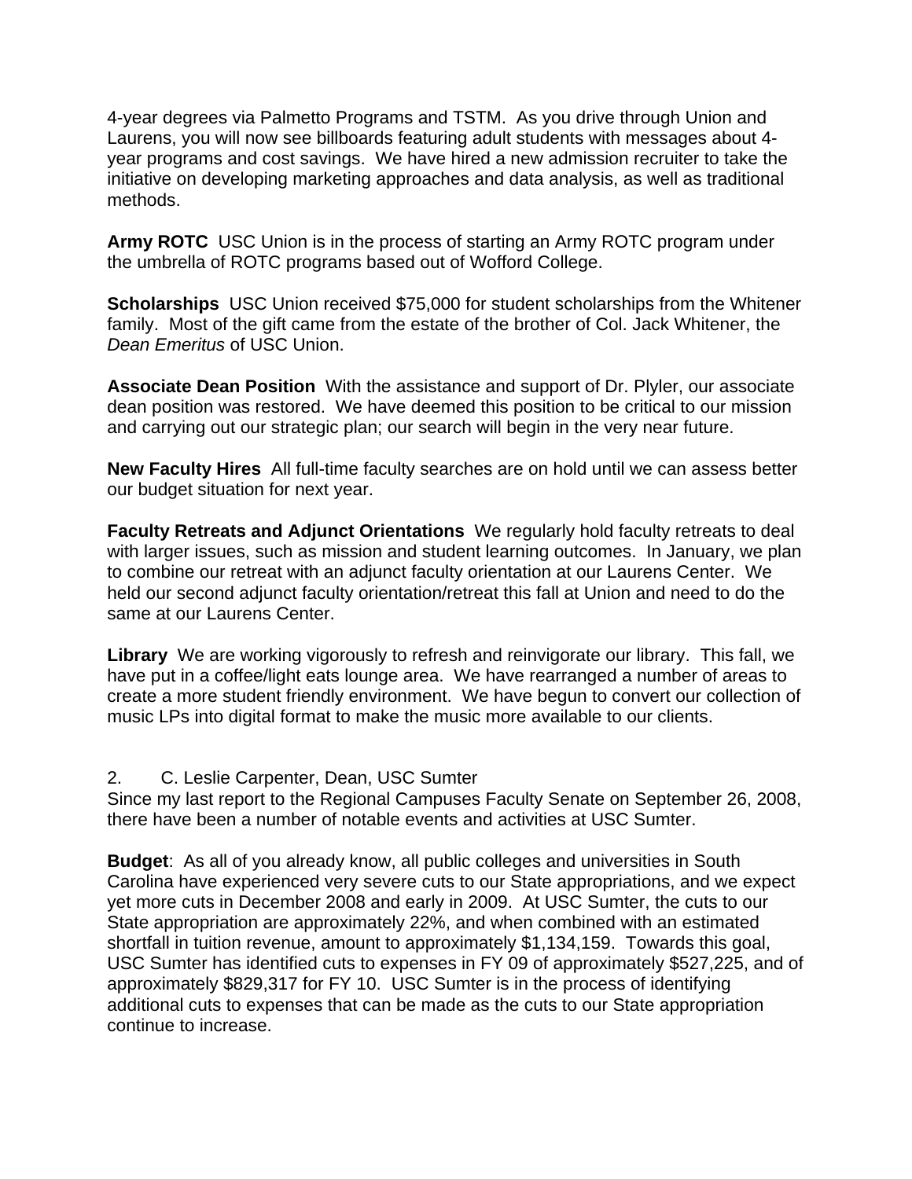4-year degrees via Palmetto Programs and TSTM.  As you drive through Union and Laurens, you will now see billboards featuring adult students with messages about 4-year programs and cost savings.  We have hired a new admission recruiter to take the initiative on developing marketing approaches and data analysis, as well as traditional methods.

**Army ROTC**  USC Union is in the process of starting an Army ROTC program under the umbrella of ROTC programs based out of Wofford College.

**Scholarships**  USC Union received $75,000 for student scholarships from the Whitener family.  Most of the gift came from the estate of the brother of Col. Jack Whitener, the *Dean Emeritus* of USC Union.

**Associate Dean Position**  With the assistance and support of Dr. Plyler, our associate dean position was restored.  We have deemed this position to be critical to our mission and carrying out our strategic plan; our search will begin in the very near future.

**New Faculty Hires**  All full-time faculty searches are on hold until we can assess better our budget situation for next year.

**Faculty Retreats and Adjunct Orientations**  We regularly hold faculty retreats to deal with larger issues, such as mission and student learning outcomes.  In January, we plan to combine our retreat with an adjunct faculty orientation at our Laurens Center.  We held our second adjunct faculty orientation/retreat this fall at Union and need to do the same at our Laurens Center.

**Library**  We are working vigorously to refresh and reinvigorate our library.  This fall, we have put in a coffee/light eats lounge area.  We have rearranged a number of areas to create a more student friendly environment.  We have begun to convert our collection of music LPs into digital format to make the music more available to our clients.

2. C. Leslie Carpenter, Dean, USC Sumter

Since my last report to the Regional Campuses Faculty Senate on September 26, 2008, there have been a number of notable events and activities at USC Sumter.

**Budget**:  As all of you already know, all public colleges and universities in South Carolina have experienced very severe cuts to our State appropriations, and we expect yet more cuts in December 2008 and early in 2009.  At USC Sumter, the cuts to our State appropriation are approximately 22%, and when combined with an estimated shortfall in tuition revenue, amount to approximately $1,134,159.  Towards this goal, USC Sumter has identified cuts to expenses in FY 09 of approximately $527,225, and of approximately $829,317 for FY 10.  USC Sumter is in the process of identifying additional cuts to expenses that can be made as the cuts to our State appropriation continue to increase.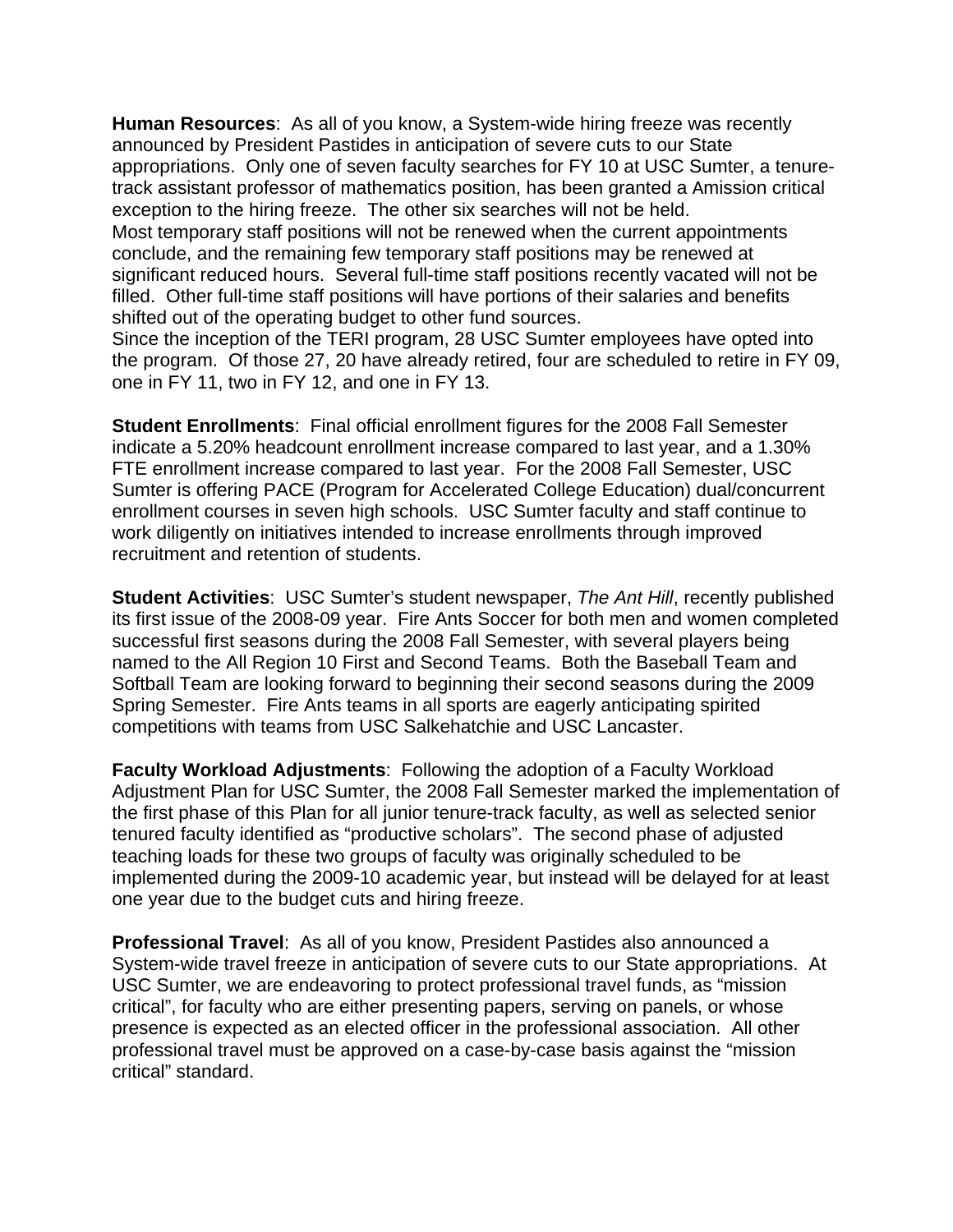**Human Resources**: As all of you know, a System-wide hiring freeze was recently announced by President Pastides in anticipation of severe cuts to our State appropriations. Only one of seven faculty searches for FY 10 at USC Sumter, a tenure-track assistant professor of mathematics position, has been granted a Amission critical exception to the hiring freeze. The other six searches will not be held.
Most temporary staff positions will not be renewed when the current appointments conclude, and the remaining few temporary staff positions may be renewed at significant reduced hours. Several full-time staff positions recently vacated will not be filled. Other full-time staff positions will have portions of their salaries and benefits shifted out of the operating budget to other fund sources.
Since the inception of the TERI program, 28 USC Sumter employees have opted into the program. Of those 27, 20 have already retired, four are scheduled to retire in FY 09, one in FY 11, two in FY 12, and one in FY 13.

**Student Enrollments**: Final official enrollment figures for the 2008 Fall Semester indicate a 5.20% headcount enrollment increase compared to last year, and a 1.30% FTE enrollment increase compared to last year. For the 2008 Fall Semester, USC Sumter is offering PACE (Program for Accelerated College Education) dual/concurrent enrollment courses in seven high schools. USC Sumter faculty and staff continue to work diligently on initiatives intended to increase enrollments through improved recruitment and retention of students.

**Student Activities**: USC Sumter's student newspaper, *The Ant Hill*, recently published its first issue of the 2008-09 year. Fire Ants Soccer for both men and women completed successful first seasons during the 2008 Fall Semester, with several players being named to the All Region 10 First and Second Teams. Both the Baseball Team and Softball Team are looking forward to beginning their second seasons during the 2009 Spring Semester. Fire Ants teams in all sports are eagerly anticipating spirited competitions with teams from USC Salkehatchie and USC Lancaster.

**Faculty Workload Adjustments**: Following the adoption of a Faculty Workload Adjustment Plan for USC Sumter, the 2008 Fall Semester marked the implementation of the first phase of this Plan for all junior tenure-track faculty, as well as selected senior tenured faculty identified as "productive scholars". The second phase of adjusted teaching loads for these two groups of faculty was originally scheduled to be implemented during the 2009-10 academic year, but instead will be delayed for at least one year due to the budget cuts and hiring freeze.

**Professional Travel**: As all of you know, President Pastides also announced a System-wide travel freeze in anticipation of severe cuts to our State appropriations. At USC Sumter, we are endeavoring to protect professional travel funds, as "mission critical", for faculty who are either presenting papers, serving on panels, or whose presence is expected as an elected officer in the professional association. All other professional travel must be approved on a case-by-case basis against the "mission critical" standard.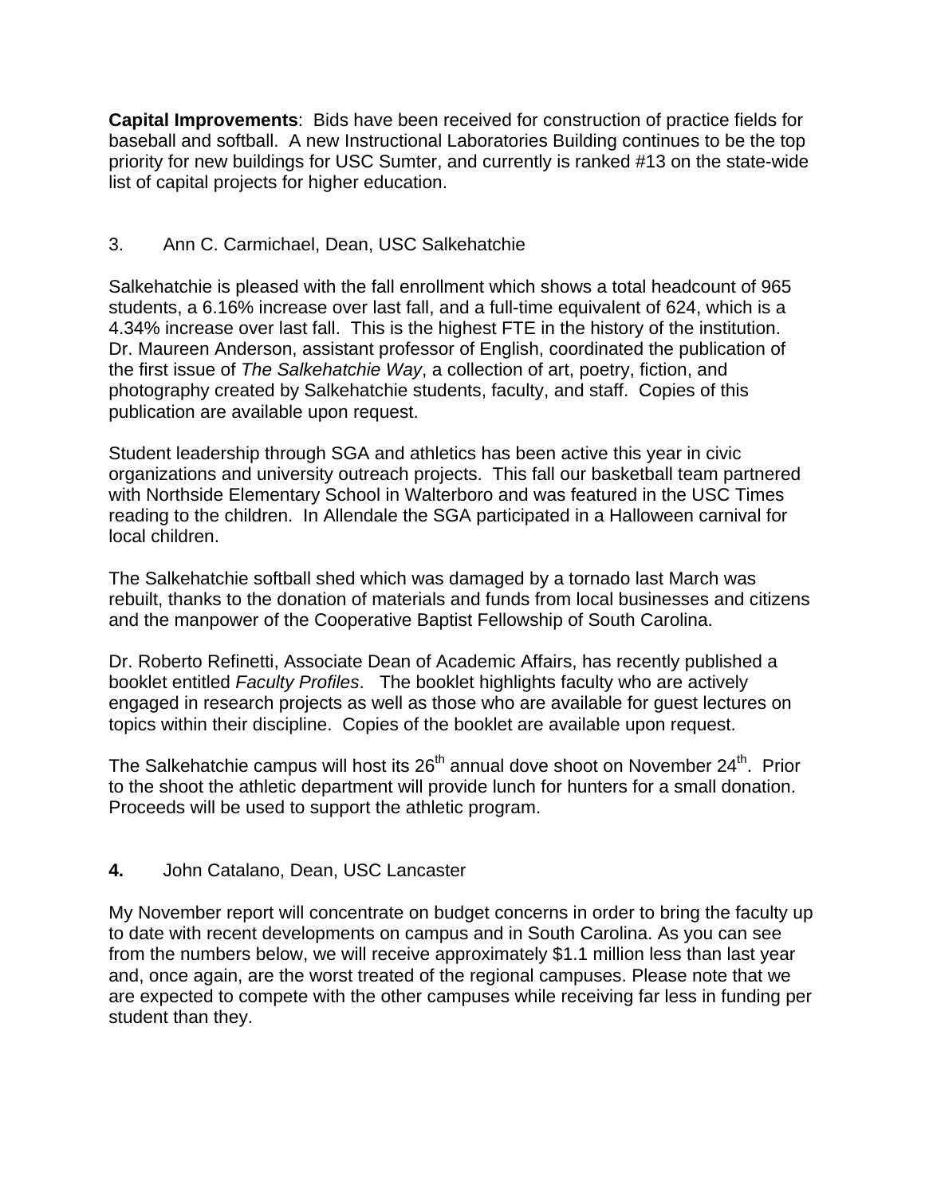**Capital Improvements**: Bids have been received for construction of practice fields for baseball and softball. A new Instructional Laboratories Building continues to be the top priority for new buildings for USC Sumter, and currently is ranked #13 on the state-wide list of capital projects for higher education.

3. Ann C. Carmichael, Dean, USC Salkehatchie

Salkehatchie is pleased with the fall enrollment which shows a total headcount of 965 students, a 6.16% increase over last fall, and a full-time equivalent of 624, which is a 4.34% increase over last fall. This is the highest FTE in the history of the institution. Dr. Maureen Anderson, assistant professor of English, coordinated the publication of the first issue of *The Salkehatchie Way*, a collection of art, poetry, fiction, and photography created by Salkehatchie students, faculty, and staff. Copies of this publication are available upon request.

Student leadership through SGA and athletics has been active this year in civic organizations and university outreach projects. This fall our basketball team partnered with Northside Elementary School in Walterboro and was featured in the USC Times reading to the children. In Allendale the SGA participated in a Halloween carnival for local children.

The Salkehatchie softball shed which was damaged by a tornado last March was rebuilt, thanks to the donation of materials and funds from local businesses and citizens and the manpower of the Cooperative Baptist Fellowship of South Carolina.

Dr. Roberto Refinetti, Associate Dean of Academic Affairs, has recently published a booklet entitled *Faculty Profiles*. The booklet highlights faculty who are actively engaged in research projects as well as those who are available for guest lectures on topics within their discipline. Copies of the booklet are available upon request.

The Salkehatchie campus will host its 26th annual dove shoot on November 24th. Prior to the shoot the athletic department will provide lunch for hunters for a small donation. Proceeds will be used to support the athletic program.

**4.** John Catalano, Dean, USC Lancaster

My November report will concentrate on budget concerns in order to bring the faculty up to date with recent developments on campus and in South Carolina. As you can see from the numbers below, we will receive approximately $1.1 million less than last year and, once again, are the worst treated of the regional campuses. Please note that we are expected to compete with the other campuses while receiving far less in funding per student than they.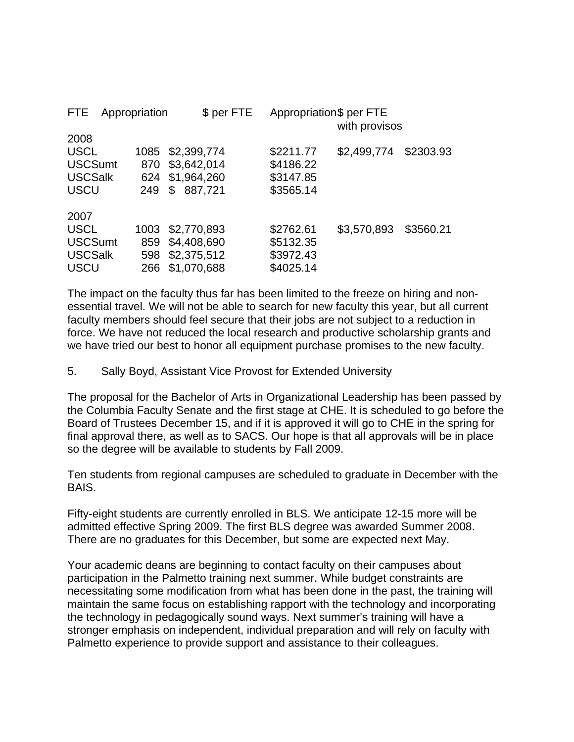| | FTE | Appropriation | $ per FTE | Appropriation with provisos | $ per FTE |
|---|---|---|---|---|---|
| 2008 | | | | | |
| USCL | 1085 | $2,399,774 | $2211.77 | $2,499,774 | $2303.93 |
| USCSumt | 870 | $3,642,014 | $4186.22 | | |
| USCSalk | 624 | $1,964,260 | $3147.85 | | |
| USCU | 249 | $ 887,721 | $3565.14 | | |
| 2007 | | | | | |
| USCL | 1003 | $2,770,893 | $2762.61 | $3,570,893 | $3560.21 |
| USCSumt | 859 | $4,408,690 | $5132.35 | | |
| USCSalk | 598 | $2,375,512 | $3972.43 | | |
| USCU | 266 | $1,070,688 | $4025.14 | | |

The impact on the faculty thus far has been limited to the freeze on hiring and non-essential travel. We will not be able to search for new faculty this year, but all current faculty members should feel secure that their jobs are not subject to a reduction in force. We have not reduced the local research and productive scholarship grants and we have tried our best to honor all equipment purchase promises to the new faculty.

5. Sally Boyd, Assistant Vice Provost for Extended University

The proposal for the Bachelor of Arts in Organizational Leadership has been passed by the Columbia Faculty Senate and the first stage at CHE. It is scheduled to go before the Board of Trustees December 15, and if it is approved it will go to CHE in the spring for final approval there, as well as to SACS. Our hope is that all approvals will be in place so the degree will be available to students by Fall 2009.

Ten students from regional campuses are scheduled to graduate in December with the BAIS.

Fifty-eight students are currently enrolled in BLS. We anticipate 12-15 more will be admitted effective Spring 2009. The first BLS degree was awarded Summer 2008. There are no graduates for this December, but some are expected next May.

Your academic deans are beginning to contact faculty on their campuses about participation in the Palmetto training next summer. While budget constraints are necessitating some modification from what has been done in the past, the training will maintain the same focus on establishing rapport with the technology and incorporating the technology in pedagogically sound ways. Next summer's training will have a stronger emphasis on independent, individual preparation and will rely on faculty with Palmetto experience to provide support and assistance to their colleagues.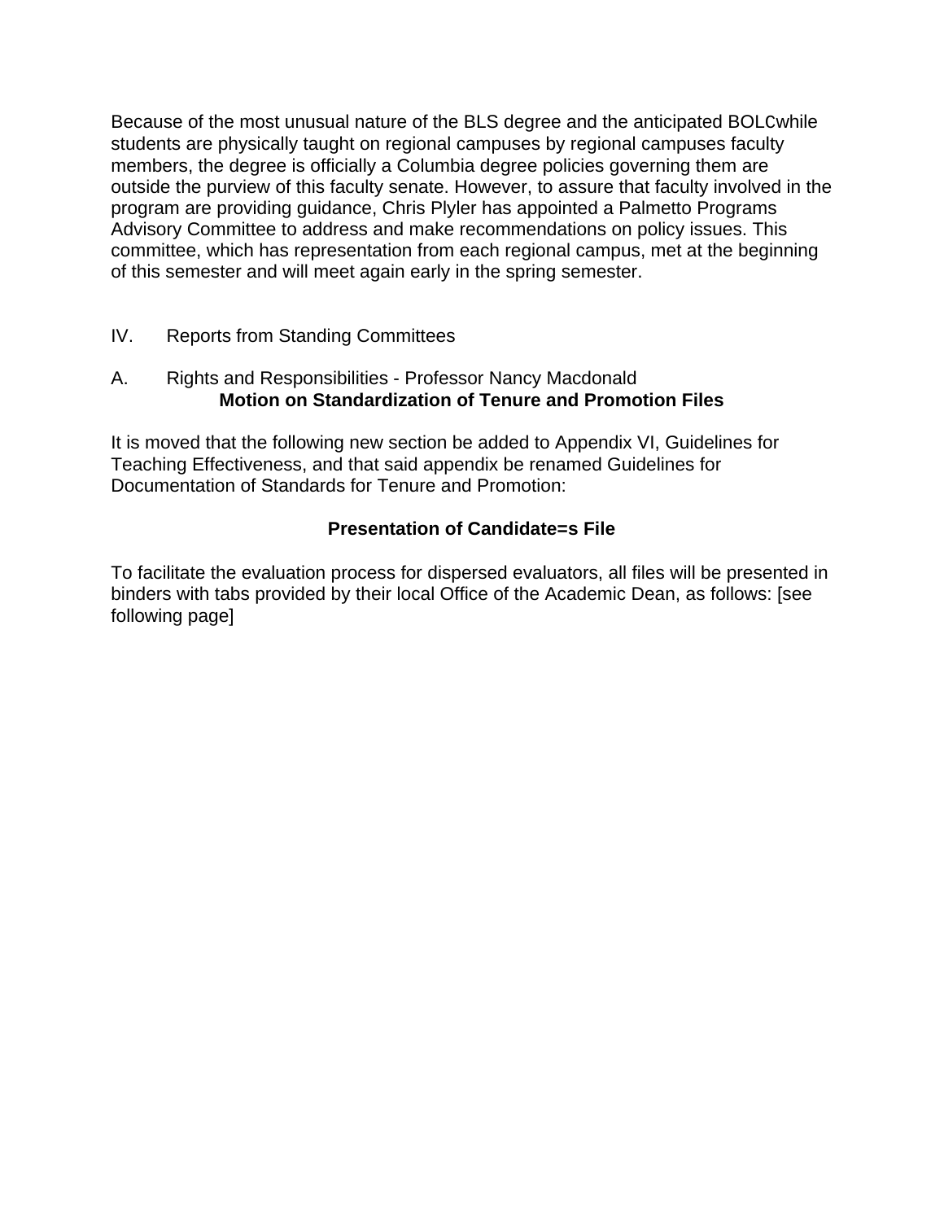Because of the most unusual nature of the BLS degree and the anticipated BOLCwhile students are physically taught on regional campuses by regional campuses faculty members, the degree is officially a Columbia degree policies governing them are outside the purview of this faculty senate. However, to assure that faculty involved in the program are providing guidance, Chris Plyler has appointed a Palmetto Programs Advisory Committee to address and make recommendations on policy issues. This committee, which has representation from each regional campus, met at the beginning of this semester and will meet again early in the spring semester.

IV. Reports from Standing Committees

A. Rights and Responsibilities - Professor Nancy Macdonald

**Motion on Standardization of Tenure and Promotion Files**

It is moved that the following new section be added to Appendix VI, Guidelines for Teaching Effectiveness, and that said appendix be renamed Guidelines for Documentation of Standards for Tenure and Promotion:

**Presentation of Candidate=s File**

To facilitate the evaluation process for dispersed evaluators, all files will be presented in binders with tabs provided by their local Office of the Academic Dean, as follows: [see following page]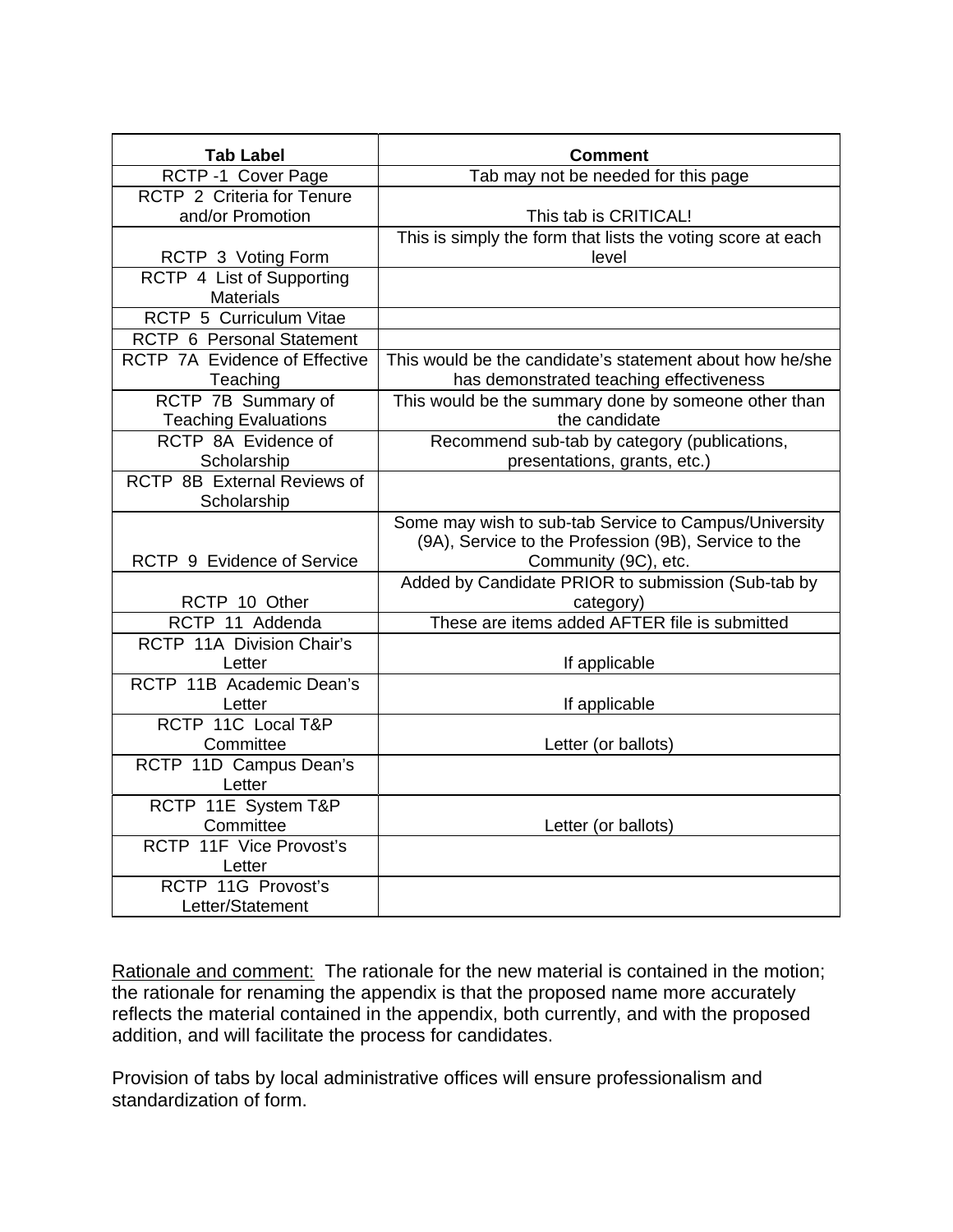| Tab Label | Comment |
|---|---|
| RCTP -1 Cover Page | Tab may not be needed for this page |
| RCTP 2 Criteria for Tenure and/or Promotion | This tab is CRITICAL! |
| RCTP 3 Voting Form | This is simply the form that lists the voting score at each level |
| RCTP 4 List of Supporting Materials | |
| RCTP 5 Curriculum Vitae | |
| RCTP 6 Personal Statement | |
| RCTP 7A Evidence of Effective Teaching | This would be the candidate's statement about how he/she has demonstrated teaching effectiveness |
| RCTP 7B Summary of Teaching Evaluations | This would be the summary done by someone other than the candidate |
| RCTP 8A Evidence of Scholarship | Recommend sub-tab by category (publications, presentations, grants, etc.) |
| RCTP 8B External Reviews of Scholarship | |
| RCTP 9 Evidence of Service | Some may wish to sub-tab Service to Campus/University (9A), Service to the Profession (9B), Service to the Community (9C), etc. |
| RCTP 10 Other | Added by Candidate PRIOR to submission (Sub-tab by category) |
| RCTP 11 Addenda | These are items added AFTER file is submitted |
| RCTP 11A Division Chair's Letter | If applicable |
| RCTP 11B Academic Dean's Letter | If applicable |
| RCTP 11C Local T&P Committee | Letter (or ballots) |
| RCTP 11D Campus Dean's Letter | |
| RCTP 11E System T&P Committee | Letter (or ballots) |
| RCTP 11F Vice Provost's Letter | |
| RCTP 11G Provost's Letter/Statement | |

<u>Rationale and comment:</u> The rationale for the new material is contained in the motion; the rationale for renaming the appendix is that the proposed name more accurately reflects the material contained in the appendix, both currently, and with the proposed addition, and will facilitate the process for candidates.

Provision of tabs by local administrative offices will ensure professionalism and standardization of form.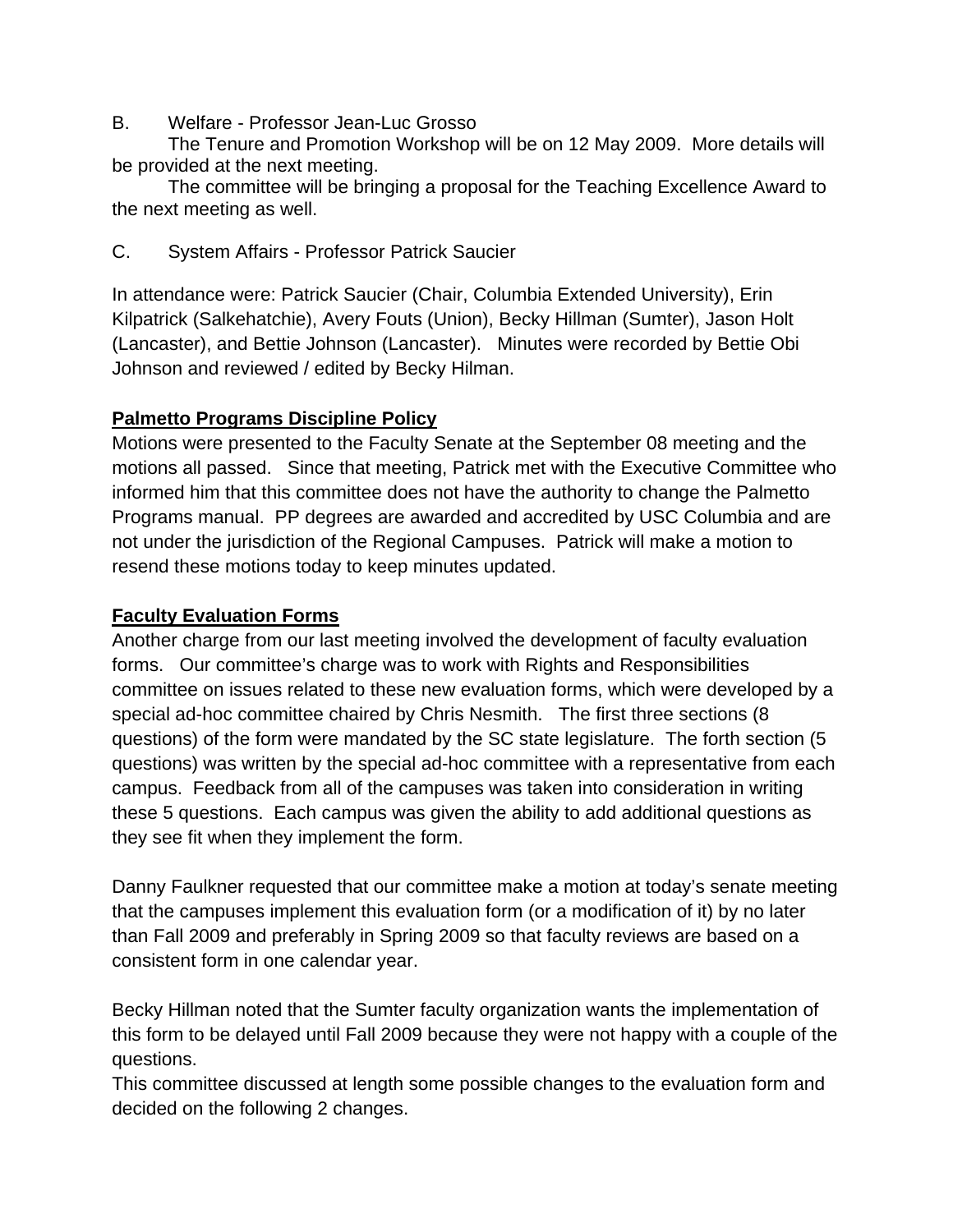B. Welfare - Professor Jean-Luc Grosso

The Tenure and Promotion Workshop will be on 12 May 2009. More details will be provided at the next meeting.

The committee will be bringing a proposal for the Teaching Excellence Award to the next meeting as well.

C. System Affairs - Professor Patrick Saucier

In attendance were: Patrick Saucier (Chair, Columbia Extended University), Erin Kilpatrick (Salkehatchie), Avery Fouts (Union), Becky Hillman (Sumter), Jason Holt (Lancaster), and Bettie Johnson (Lancaster). Minutes were recorded by Bettie Obi Johnson and reviewed / edited by Becky Hilman.

**Palmetto Programs Discipline Policy**

Motions were presented to the Faculty Senate at the September 08 meeting and the motions all passed. Since that meeting, Patrick met with the Executive Committee who informed him that this committee does not have the authority to change the Palmetto Programs manual. PP degrees are awarded and accredited by USC Columbia and are not under the jurisdiction of the Regional Campuses. Patrick will make a motion to resend these motions today to keep minutes updated.

**Faculty Evaluation Forms**

Another charge from our last meeting involved the development of faculty evaluation forms. Our committee's charge was to work with Rights and Responsibilities committee on issues related to these new evaluation forms, which were developed by a special ad-hoc committee chaired by Chris Nesmith. The first three sections (8 questions) of the form were mandated by the SC state legislature. The forth section (5 questions) was written by the special ad-hoc committee with a representative from each campus. Feedback from all of the campuses was taken into consideration in writing these 5 questions. Each campus was given the ability to add additional questions as they see fit when they implement the form.

Danny Faulkner requested that our committee make a motion at today's senate meeting that the campuses implement this evaluation form (or a modification of it) by no later than Fall 2009 and preferably in Spring 2009 so that faculty reviews are based on a consistent form in one calendar year.

Becky Hillman noted that the Sumter faculty organization wants the implementation of this form to be delayed until Fall 2009 because they were not happy with a couple of the questions.

This committee discussed at length some possible changes to the evaluation form and decided on the following 2 changes.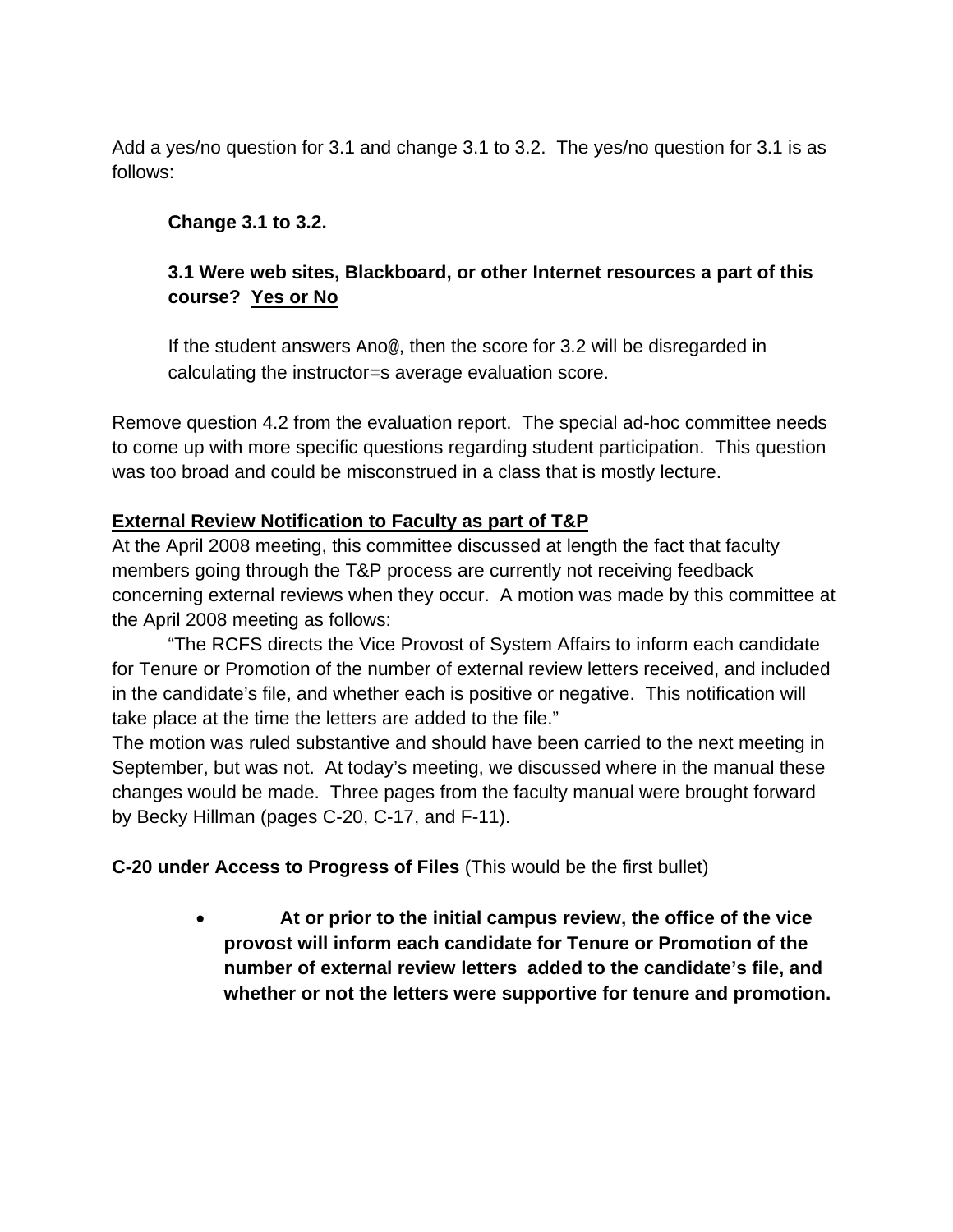Add a yes/no question for 3.1 and change 3.1 to 3.2. The yes/no question for 3.1 is as follows:

> **Change 3.1 to 3.2.**
>
> **3.1 Were web sites, Blackboard, or other Internet resources a part of this course? <u>Yes or No</u>**
>
> If the student answers Ano@, then the score for 3.2 will be disregarded in calculating the instructor=s average evaluation score.

Remove question 4.2 from the evaluation report. The special ad-hoc committee needs to come up with more specific questions regarding student participation. This question was too broad and could be misconstrued in a class that is mostly lecture.

**<u>External Review Notification to Faculty as part of T&P</u>**

At the April 2008 meeting, this committee discussed at length the fact that faculty members going through the T&P process are currently not receiving feedback concerning external reviews when they occur. A motion was made by this committee at the April 2008 meeting as follows:

"The RCFS directs the Vice Provost of System Affairs to inform each candidate for Tenure or Promotion of the number of external review letters received, and included in the candidate's file, and whether each is positive or negative. This notification will take place at the time the letters are added to the file."

The motion was ruled substantive and should have been carried to the next meeting in September, but was not. At today's meeting, we discussed where in the manual these changes would be made. Three pages from the faculty manual were brought forward by Becky Hillman (pages C-20, C-17, and F-11).

**C-20 under Access to Progress of Files** (This would be the first bullet)

- **At or prior to the initial campus review, the office of the vice provost will inform each candidate for Tenure or Promotion of the number of external review letters added to the candidate's file, and whether or not the letters were supportive for tenure and promotion.**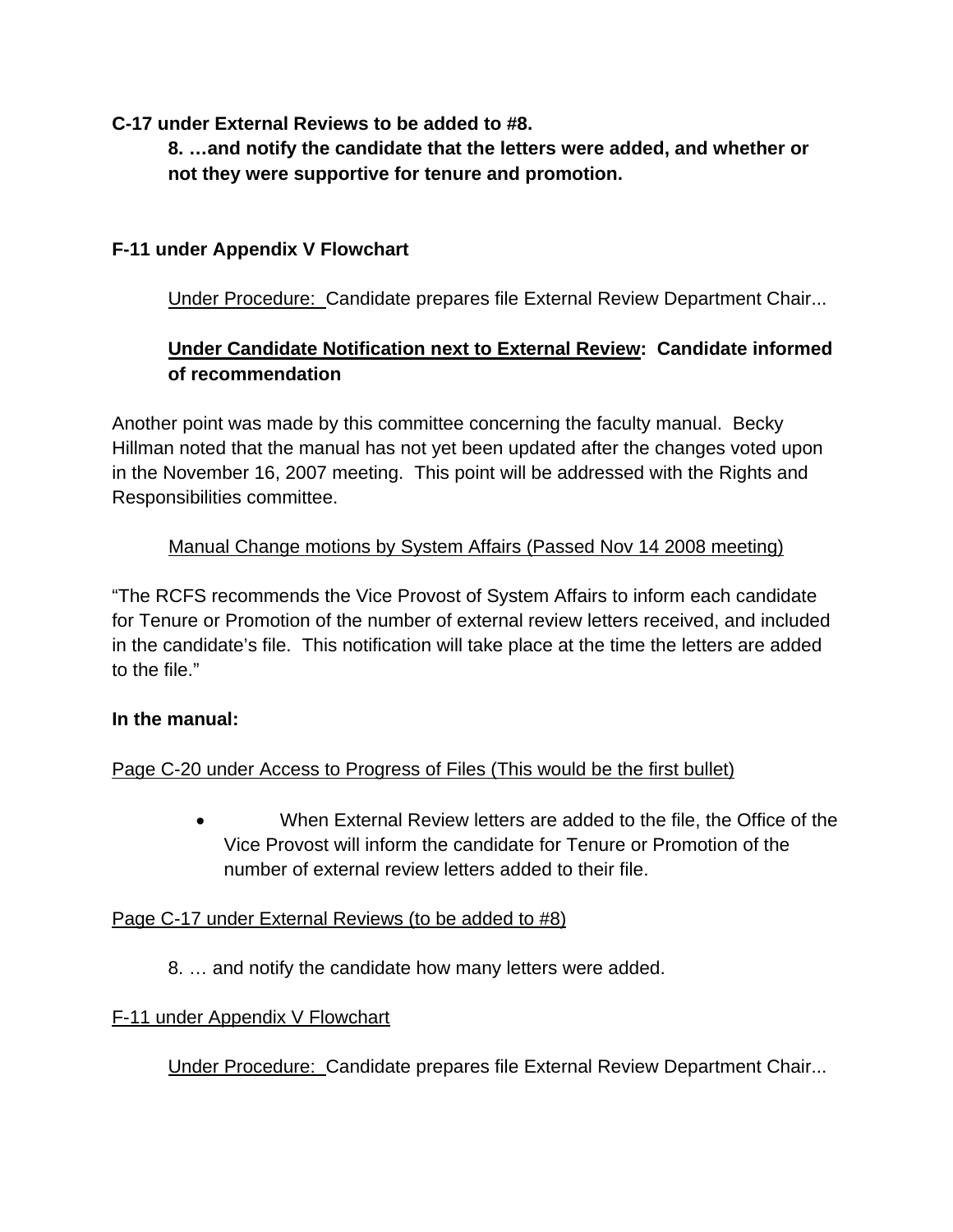**C-17 under External Reviews to be added to #8.**

> **8. …and notify the candidate that the letters were added, and whether or not they were supportive for tenure and promotion.**

**F-11 under Appendix V Flowchart**

> Under Procedure: Candidate prepares file External Review Department Chair...
>
> **Under Candidate Notification next to External Review: Candidate informed of recommendation**

Another point was made by this committee concerning the faculty manual. Becky Hillman noted that the manual has not yet been updated after the changes voted upon in the November 16, 2007 meeting. This point will be addressed with the Rights and Responsibilities committee.

> Manual Change motions by System Affairs (Passed Nov 14 2008 meeting)

"The RCFS recommends the Vice Provost of System Affairs to inform each candidate for Tenure or Promotion of the number of external review letters received, and included in the candidate's file. This notification will take place at the time the letters are added to the file."

**In the manual:**

Page C-20 under Access to Progress of Files (This would be the first bullet)

- When External Review letters are added to the file, the Office of the Vice Provost will inform the candidate for Tenure or Promotion of the number of external review letters added to their file.

Page C-17 under External Reviews (to be added to #8)

> 8. … and notify the candidate how many letters were added.

F-11 under Appendix V Flowchart

> Under Procedure: Candidate prepares file External Review Department Chair...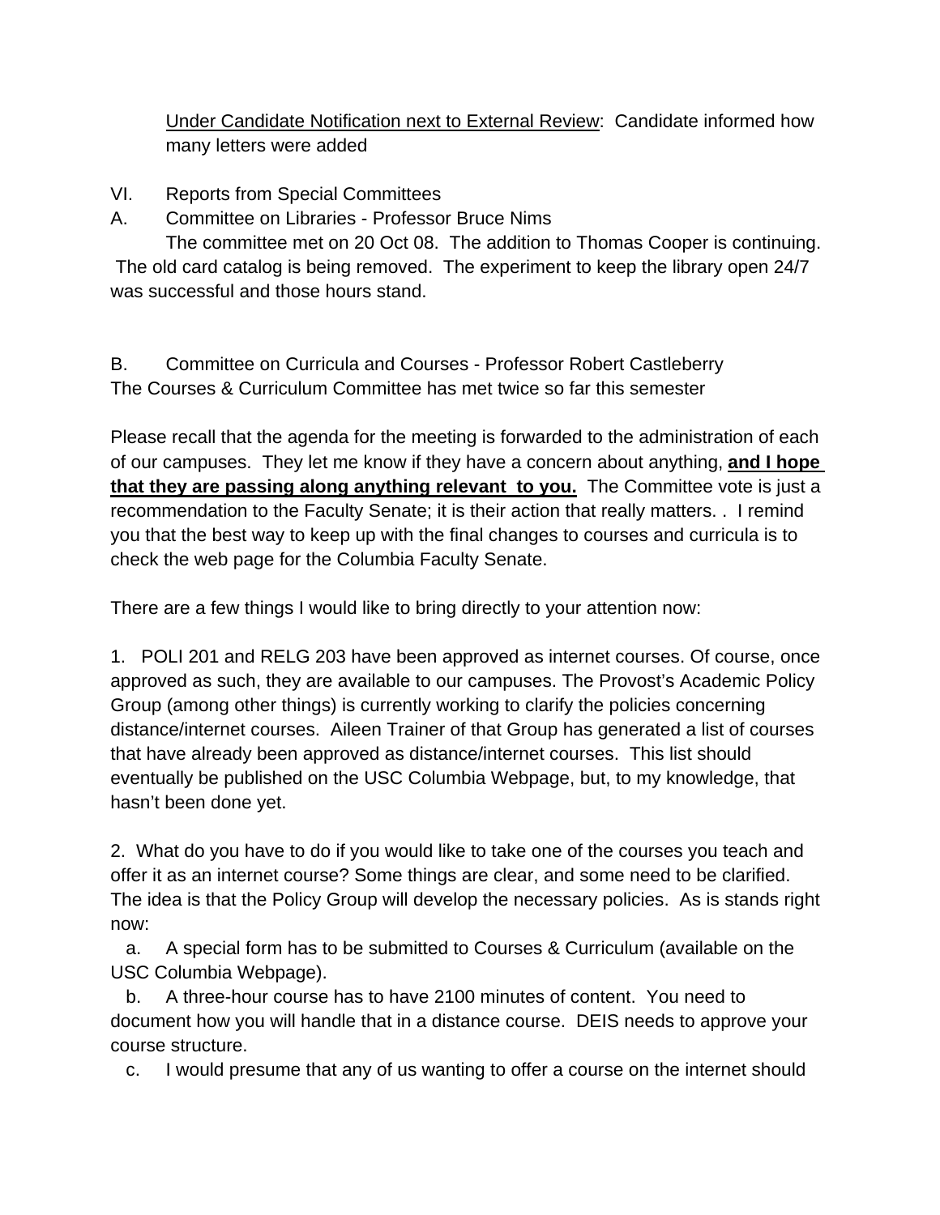<u>Under Candidate Notification next to External Review</u>: Candidate informed how many letters were added

VI. Reports from Special Committees

A. Committee on Libraries - Professor Bruce Nims

The committee met on 20 Oct 08. The addition to Thomas Cooper is continuing. The old card catalog is being removed. The experiment to keep the library open 24/7 was successful and those hours stand.

B. Committee on Curricula and Courses - Professor Robert Castleberry

The Courses & Curriculum Committee has met twice so far this semester

Please recall that the agenda for the meeting is forwarded to the administration of each of our campuses. They let me know if they have a concern about anything, <u>**and I hope that they are passing along anything relevant to you.**</u> The Committee vote is just a recommendation to the Faculty Senate; it is their action that really matters. . I remind you that the best way to keep up with the final changes to courses and curricula is to check the web page for the Columbia Faculty Senate.

There are a few things I would like to bring directly to your attention now:

1. POLI 201 and RELG 203 have been approved as internet courses. Of course, once approved as such, they are available to our campuses. The Provost's Academic Policy Group (among other things) is currently working to clarify the policies concerning distance/internet courses. Aileen Trainer of that Group has generated a list of courses that have already been approved as distance/internet courses. This list should eventually be published on the USC Columbia Webpage, but, to my knowledge, that hasn't been done yet.

2. What do you have to do if you would like to take one of the courses you teach and offer it as an internet course? Some things are clear, and some need to be clarified. The idea is that the Policy Group will develop the necessary policies. As is stands right now:

   a. A special form has to be submitted to Courses & Curriculum (available on the USC Columbia Webpage).

   b. A three-hour course has to have 2100 minutes of content. You need to document how you will handle that in a distance course. DEIS needs to approve your course structure.

   c. I would presume that any of us wanting to offer a course on the internet should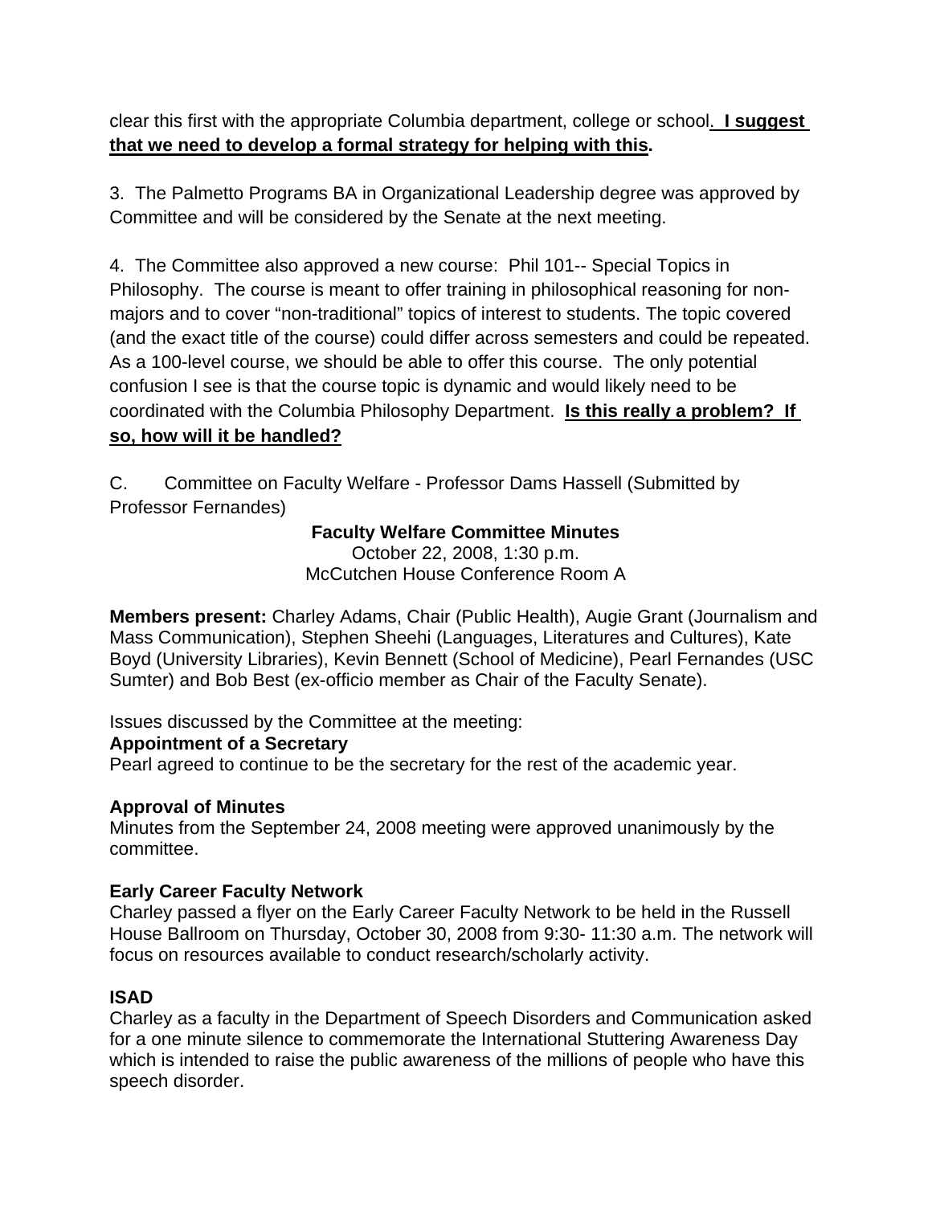clear this first with the appropriate Columbia department, college or school. **I suggest that we need to develop a formal strategy for helping with this.**

3. The Palmetto Programs BA in Organizational Leadership degree was approved by Committee and will be considered by the Senate at the next meeting.

4. The Committee also approved a new course: Phil 101-- Special Topics in Philosophy. The course is meant to offer training in philosophical reasoning for non-majors and to cover "non-traditional" topics of interest to students. The topic covered (and the exact title of the course) could differ across semesters and could be repeated. As a 100-level course, we should be able to offer this course. The only potential confusion I see is that the course topic is dynamic and would likely need to be coordinated with the Columbia Philosophy Department. **Is this really a problem? If so, how will it be handled?**

C. Committee on Faculty Welfare - Professor Dams Hassell (Submitted by Professor Fernandes)

**Faculty Welfare Committee Minutes**
October 22, 2008, 1:30 p.m.
McCutchen House Conference Room A

**Members present:** Charley Adams, Chair (Public Health), Augie Grant (Journalism and Mass Communication), Stephen Sheehi (Languages, Literatures and Cultures), Kate Boyd (University Libraries), Kevin Bennett (School of Medicine), Pearl Fernandes (USC Sumter) and Bob Best (ex-officio member as Chair of the Faculty Senate).

Issues discussed by the Committee at the meeting:

**Appointment of a Secretary**
Pearl agreed to continue to be the secretary for the rest of the academic year.

**Approval of Minutes**
Minutes from the September 24, 2008 meeting were approved unanimously by the committee.

**Early Career Faculty Network**
Charley passed a flyer on the Early Career Faculty Network to be held in the Russell House Ballroom on Thursday, October 30, 2008 from 9:30- 11:30 a.m. The network will focus on resources available to conduct research/scholarly activity.

**ISAD**
Charley as a faculty in the Department of Speech Disorders and Communication asked for a one minute silence to commemorate the International Stuttering Awareness Day which is intended to raise the public awareness of the millions of people who have this speech disorder.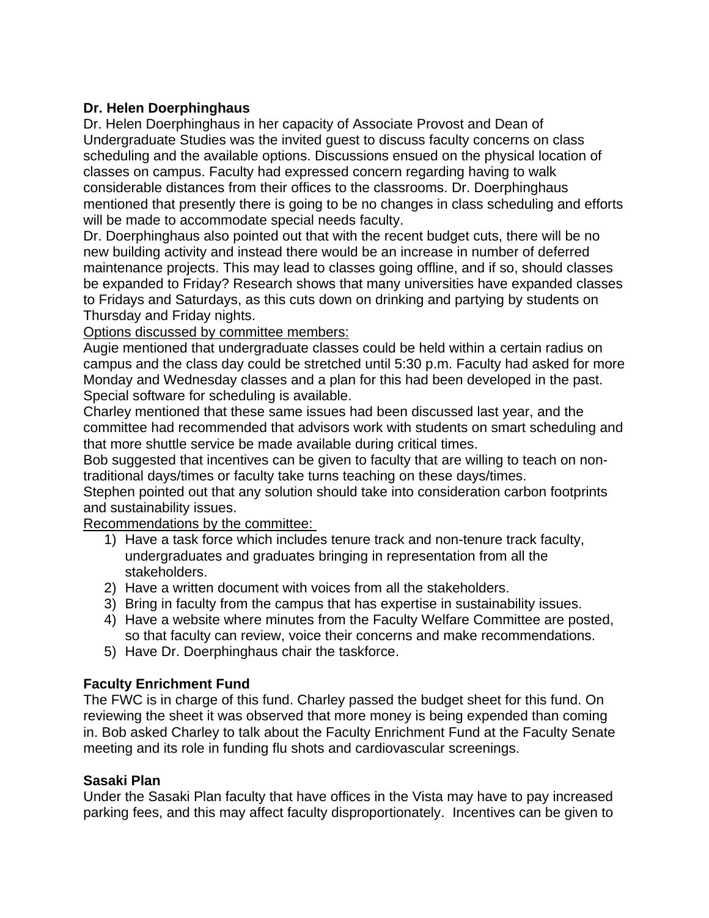**Dr. Helen Doerphinghaus**

Dr. Helen Doerphinghaus in her capacity of Associate Provost and Dean of Undergraduate Studies was the invited guest to discuss faculty concerns on class scheduling and the available options. Discussions ensued on the physical location of classes on campus. Faculty had expressed concern regarding having to walk considerable distances from their offices to the classrooms. Dr. Doerphinghaus mentioned that presently there is going to be no changes in class scheduling and efforts will be made to accommodate special needs faculty.

Dr. Doerphinghaus also pointed out that with the recent budget cuts, there will be no new building activity and instead there would be an increase in number of deferred maintenance projects. This may lead to classes going offline, and if so, should classes be expanded to Friday? Research shows that many universities have expanded classes to Fridays and Saturdays, as this cuts down on drinking and partying by students on Thursday and Friday nights.

<u>Options discussed by committee members:</u>

Augie mentioned that undergraduate classes could be held within a certain radius on campus and the class day could be stretched until 5:30 p.m. Faculty had asked for more Monday and Wednesday classes and a plan for this had been developed in the past. Special software for scheduling is available.

Charley mentioned that these same issues had been discussed last year, and the committee had recommended that advisors work with students on smart scheduling and that more shuttle service be made available during critical times.

Bob suggested that incentives can be given to faculty that are willing to teach on non-traditional days/times or faculty take turns teaching on these days/times.

Stephen pointed out that any solution should take into consideration carbon footprints and sustainability issues.

<u>Recommendations by the committee:</u>

1) Have a task force which includes tenure track and non-tenure track faculty, undergraduates and graduates bringing in representation from all the stakeholders.
2) Have a written document with voices from all the stakeholders.
3) Bring in faculty from the campus that has expertise in sustainability issues.
4) Have a website where minutes from the Faculty Welfare Committee are posted, so that faculty can review, voice their concerns and make recommendations.
5) Have Dr. Doerphinghaus chair the taskforce.

**Faculty Enrichment Fund**

The FWC is in charge of this fund. Charley passed the budget sheet for this fund. On reviewing the sheet it was observed that more money is being expended than coming in. Bob asked Charley to talk about the Faculty Enrichment Fund at the Faculty Senate meeting and its role in funding flu shots and cardiovascular screenings.

**Sasaki Plan**

Under the Sasaki Plan faculty that have offices in the Vista may have to pay increased parking fees, and this may affect faculty disproportionately. Incentives can be given to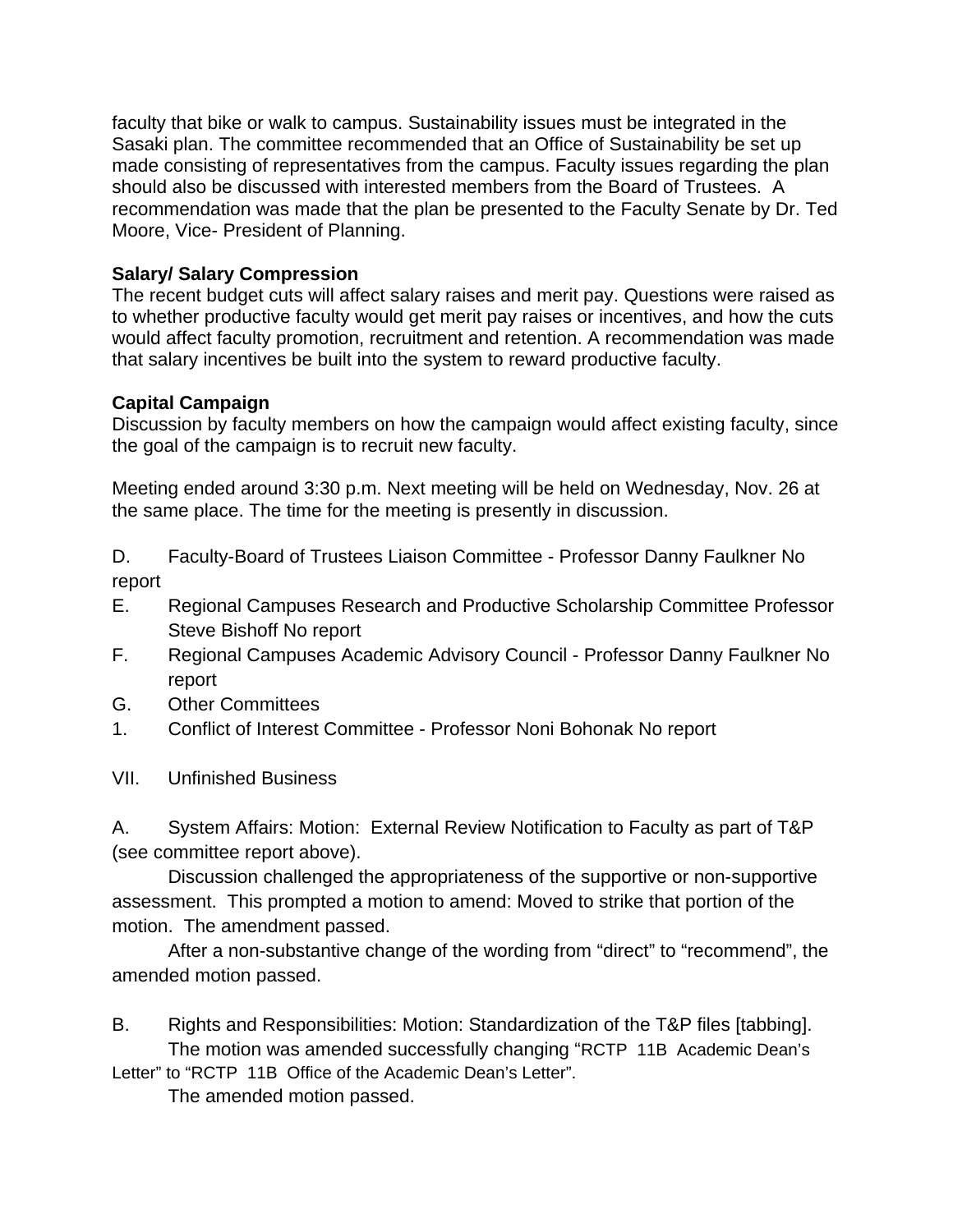faculty that bike or walk to campus. Sustainability issues must be integrated in the Sasaki plan. The committee recommended that an Office of Sustainability be set up made consisting of representatives from the campus. Faculty issues regarding the plan should also be discussed with interested members from the Board of Trustees. A recommendation was made that the plan be presented to the Faculty Senate by Dr. Ted Moore, Vice- President of Planning.

**Salary/ Salary Compression**
The recent budget cuts will affect salary raises and merit pay. Questions were raised as to whether productive faculty would get merit pay raises or incentives, and how the cuts would affect faculty promotion, recruitment and retention. A recommendation was made that salary incentives be built into the system to reward productive faculty.

**Capital Campaign**
Discussion by faculty members on how the campaign would affect existing faculty, since the goal of the campaign is to recruit new faculty.

Meeting ended around 3:30 p.m. Next meeting will be held on Wednesday, Nov. 26 at the same place. The time for the meeting is presently in discussion.

D. Faculty-Board of Trustees Liaison Committee - Professor Danny Faulkner No report

E. Regional Campuses Research and Productive Scholarship Committee Professor Steve Bishoff No report

F. Regional Campuses Academic Advisory Council - Professor Danny Faulkner No report

G. Other Committees

1. Conflict of Interest Committee - Professor Noni Bohonak No report

VII. Unfinished Business

A. System Affairs: Motion: External Review Notification to Faculty as part of T&P (see committee report above).

Discussion challenged the appropriateness of the supportive or non-supportive assessment. This prompted a motion to amend: Moved to strike that portion of the motion. The amendment passed.

After a non-substantive change of the wording from "direct" to "recommend", the amended motion passed.

B. Rights and Responsibilities: Motion: Standardization of the T&P files [tabbing].

The motion was amended successfully changing "RCTP 11B Academic Dean's Letter" to "RCTP 11B Office of the Academic Dean's Letter".

The amended motion passed.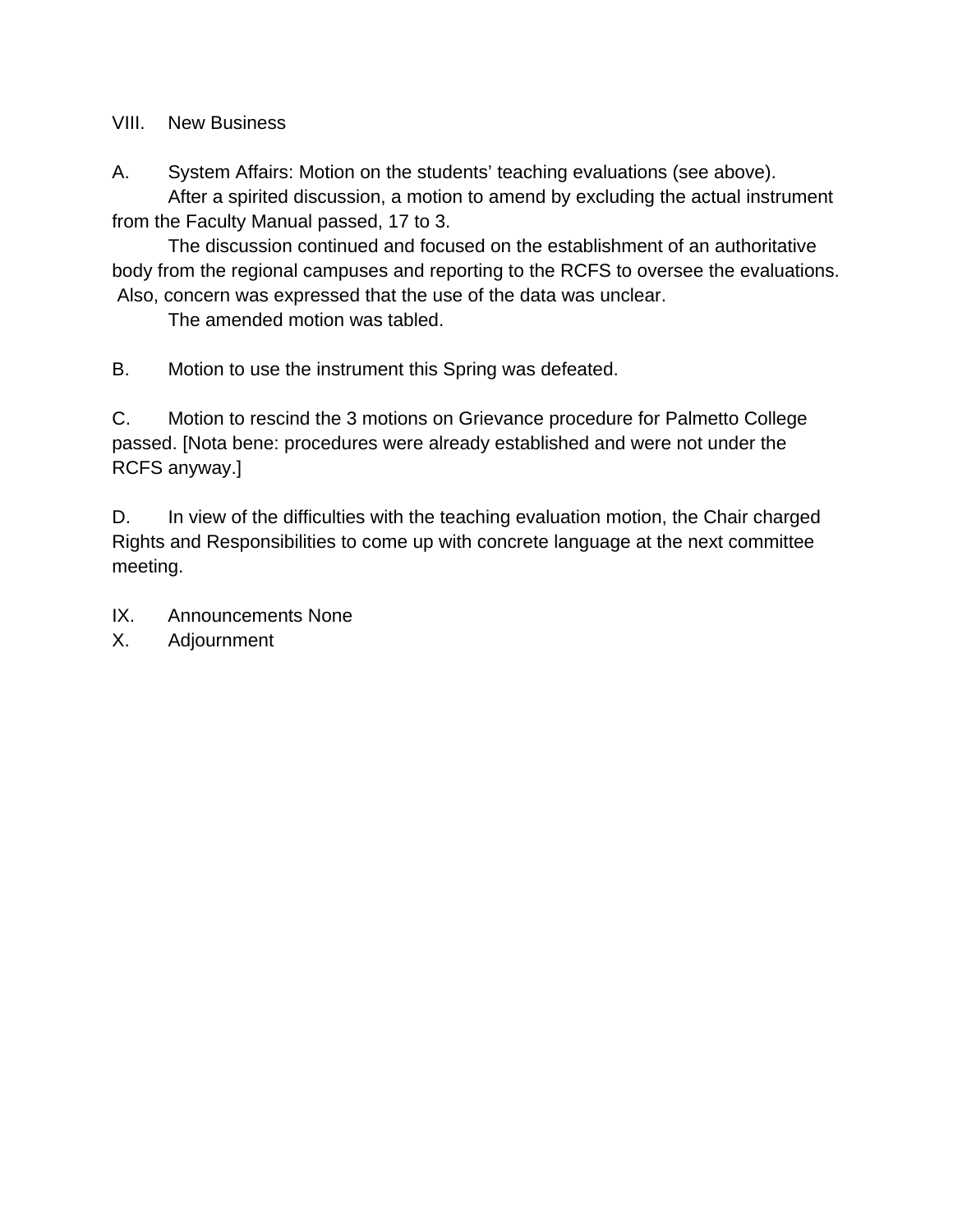VIII. New Business

A. System Affairs: Motion on the students' teaching evaluations (see above).

After a spirited discussion, a motion to amend by excluding the actual instrument from the Faculty Manual passed, 17 to 3.

The discussion continued and focused on the establishment of an authoritative body from the regional campuses and reporting to the RCFS to oversee the evaluations. Also, concern was expressed that the use of the data was unclear.

The amended motion was tabled.

B. Motion to use the instrument this Spring was defeated.

C. Motion to rescind the 3 motions on Grievance procedure for Palmetto College passed. [Nota bene: procedures were already established and were not under the RCFS anyway.]

D. In view of the difficulties with the teaching evaluation motion, the Chair charged Rights and Responsibilities to come up with concrete language at the next committee meeting.

IX. Announcements None

X. Adjournment